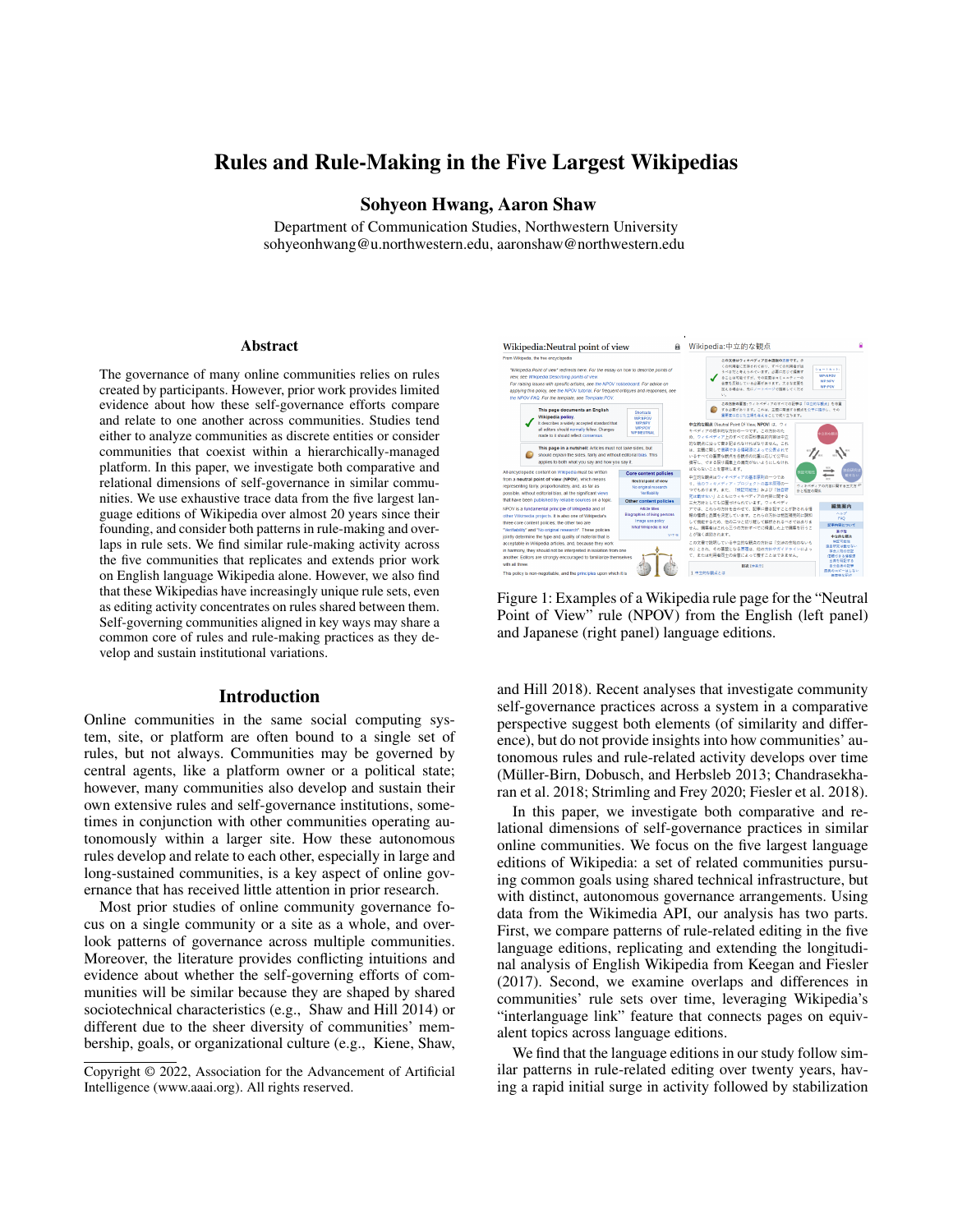# Rules and Rule-Making in the Five Largest Wikipedias

**Sohyeon Hwang, Aaron Shaw**

Department of Communication Studies, Northwestern University
sohyeonhwang@u.northwestern.edu, aaronshaw@northwestern.edu

## Abstract

The governance of many online communities relies on rules created by participants. However, prior work provides limited evidence about how these self-governance efforts compare and relate to one another across communities. Studies tend either to analyze communities as discrete entities or consider communities that coexist within a hierarchically-managed platform. In this paper, we investigate both comparative and relational dimensions of self-governance in similar communities. We use exhaustive trace data from the five largest language editions of Wikipedia over almost 20 years since their founding, and consider both patterns in rule-making and overlaps in rule sets. We find similar rule-making activity across the five communities that replicates and extends prior work on English language Wikipedia alone. However, we also find that these Wikipedias have increasingly unique rule sets, even as editing activity concentrates on rules shared between them. Self-governing communities aligned in key ways may share a common core of rules and rule-making practices as they develop and sustain institutional variations.

## Introduction

Online communities in the same social computing system, site, or platform are often bound to a single set of rules, but not always. Communities may be governed by central agents, like a platform owner or a political state; however, many communities also develop and sustain their own extensive rules and self-governance institutions, sometimes in conjunction with other communities operating autonomously within a larger site. How these autonomous rules develop and relate to each other, especially in large and long-sustained communities, is a key aspect of online governance that has received little attention in prior research.

Most prior studies of online community governance focus on a single community or a site as a whole, and overlook patterns of governance across multiple communities. Moreover, the literature provides conflicting intuitions and evidence about whether the self-governing efforts of communities will be similar because they are shaped by shared sociotechnical characteristics (e.g., Shaw and Hill 2014) or different due to the sheer diversity of communities' membership, goals, or organizational culture (e.g., Kiene, Shaw, and Hill 2018). Recent analyses that investigate community self-governance practices across a system in a comparative perspective suggest both elements (of similarity and difference), but do not provide insights into how communities' autonomous rules and rule-related activity develops over time (Müller-Birn, Dobusch, and Herbsleb 2013; Chandrasekharan et al. 2018; Strimling and Frey 2020; Fiesler et al. 2018).

Copyright © 2022, Association for the Advancement of Artificial Intelligence (www.aaai.org). All rights reserved.

Figure 1: Examples of a Wikipedia rule page for the "Neutral Point of View" rule (NPOV) from the English (left panel) and Japanese (right panel) language editions.

In this paper, we investigate both comparative and relational dimensions of self-governance practices in similar online communities. We focus on the five largest language editions of Wikipedia: a set of related communities pursuing common goals using shared technical infrastructure, but with distinct, autonomous governance arrangements. Using data from the Wikimedia API, our analysis has two parts. First, we compare patterns of rule-related editing in the five language editions, replicating and extending the longitudinal analysis of English Wikipedia from Keegan and Fiesler (2017). Second, we examine overlaps and differences in communities' rule sets over time, leveraging Wikipedia's "interlanguage link" feature that connects pages on equivalent topics across language editions.

We find that the language editions in our study follow similar patterns in rule-related editing over twenty years, having a rapid initial surge in activity followed by stabilization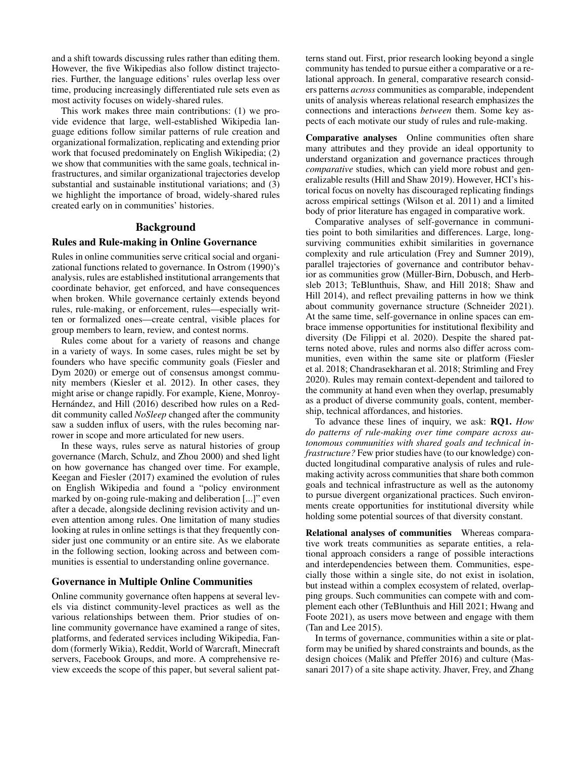and a shift towards discussing rules rather than editing them. However, the five Wikipedias also follow distinct trajectories. Further, the language editions' rules overlap less over time, producing increasingly differentiated rule sets even as most activity focuses on widely-shared rules.

This work makes three main contributions: (1) we provide evidence that large, well-established Wikipedia language editions follow similar patterns of rule creation and organizational formalization, replicating and extending prior work that focused predominately on English Wikipedia; (2) we show that communities with the same goals, technical infrastructures, and similar organizational trajectories develop substantial and sustainable institutional variations; and (3) we highlight the importance of broad, widely-shared rules created early on in communities' histories.

## Background

### Rules and Rule-making in Online Governance

Rules in online communities serve critical social and organizational functions related to governance. In Ostrom (1990)'s analysis, rules are established institutional arrangements that coordinate behavior, get enforced, and have consequences when broken. While governance certainly extends beyond rules, rule-making, or enforcement, rules—especially written or formalized ones—create central, visible places for group members to learn, review, and contest norms.

Rules come about for a variety of reasons and change in a variety of ways. In some cases, rules might be set by founders who have specific community goals (Fiesler and Dym 2020) or emerge out of consensus amongst community members (Kiesler et al. 2012). In other cases, they might arise or change rapidly. For example, Kiene, Monroy-Hernández, and Hill (2016) described how rules on a Reddit community called *NoSleep* changed after the community saw a sudden influx of users, with the rules becoming narrower in scope and more articulated for new users.

In these ways, rules serve as natural histories of group governance (March, Schulz, and Zhou 2000) and shed light on how governance has changed over time. For example, Keegan and Fiesler (2017) examined the evolution of rules on English Wikipedia and found a "policy environment marked by on-going rule-making and deliberation [...]" even after a decade, alongside declining revision activity and uneven attention among rules. One limitation of many studies looking at rules in online settings is that they frequently consider just one community or an entire site. As we elaborate in the following section, looking across and between communities is essential to understanding online governance.

### Governance in Multiple Online Communities

Online community governance often happens at several levels via distinct community-level practices as well as the various relationships between them. Prior studies of online community governance have examined a range of sites, platforms, and federated services including Wikipedia, Fandom (formerly Wikia), Reddit, World of Warcraft, Minecraft servers, Facebook Groups, and more. A comprehensive review exceeds the scope of this paper, but several salient patterns stand out. First, prior research looking beyond a single community has tended to pursue either a comparative or a relational approach. In general, comparative research considers patterns *across* communities as comparable, independent units of analysis whereas relational research emphasizes the connections and interactions *between* them. Some key aspects of each motivate our study of rules and rule-making.

**Comparative analyses** Online communities often share many attributes and they provide an ideal opportunity to understand organization and governance practices through *comparative* studies, which can yield more robust and generalizable results (Hill and Shaw 2019). However, HCI's historical focus on novelty has discouraged replicating findings across empirical settings (Wilson et al. 2011) and a limited body of prior literature has engaged in comparative work.

Comparative analyses of self-governance in communities point to both similarities and differences. Large, long-surviving communities exhibit similarities in governance complexity and rule articulation (Frey and Sumner 2019), parallel trajectories of governance and contributor behavior as communities grow (Müller-Birn, Dobusch, and Herbsleb 2013; TeBlunthuis, Shaw, and Hill 2018; Shaw and Hill 2014), and reflect prevailing patterns in how we think about community governance structure (Schneider 2021). At the same time, self-governance in online spaces can embrace immense opportunities for institutional flexibility and diversity (De Filippi et al. 2020). Despite the shared patterns noted above, rules and norms also differ across communities, even within the same site or platform (Fiesler et al. 2018; Chandrasekharan et al. 2018; Strimling and Frey 2020). Rules may remain context-dependent and tailored to the community at hand even when they overlap, presumably as a product of diverse community goals, content, membership, technical affordances, and histories.

To advance these lines of inquiry, we ask: **RQ1.** *How do patterns of rule-making over time compare across autonomous communities with shared goals and technical infrastructure?* Few prior studies have (to our knowledge) conducted longitudinal comparative analysis of rules and rule-making activity across communities that share both common goals and technical infrastructure as well as the autonomy to pursue divergent organizational practices. Such environments create opportunities for institutional diversity while holding some potential sources of that diversity constant.

**Relational analyses of communities** Whereas comparative work treats communities as separate entities, a relational approach considers a range of possible interactions and interdependencies between them. Communities, especially those within a single site, do not exist in isolation, but instead within a complex ecosystem of related, overlapping groups. Such communities can compete with and complement each other (TeBlunthuis and Hill 2021; Hwang and Foote 2021), as users move between and engage with them (Tan and Lee 2015).

In terms of governance, communities within a site or platform may be unified by shared constraints and bounds, as the design choices (Malik and Pfeffer 2016) and culture (Massanari 2017) of a site shape activity. Jhaver, Frey, and Zhang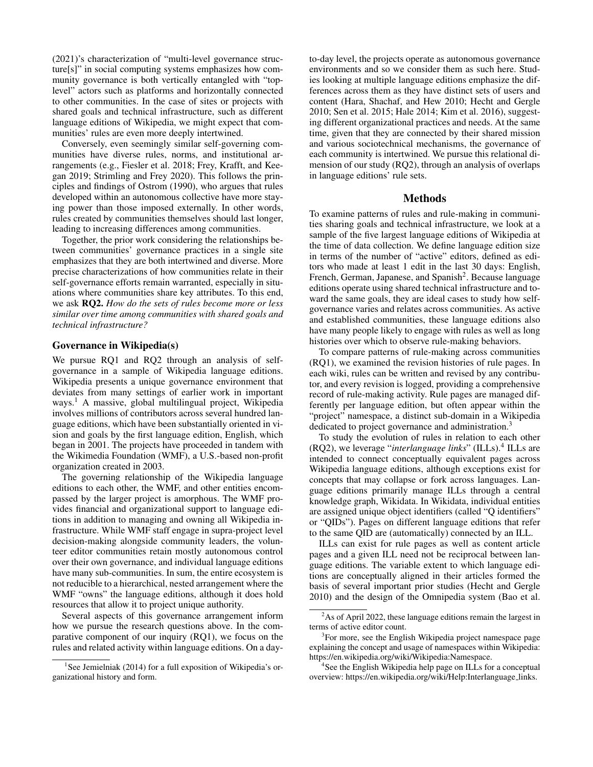(2021)'s characterization of "multi-level governance structure[s]" in social computing systems emphasizes how community governance is both vertically entangled with "top-level" actors such as platforms and horizontally connected to other communities. In the case of sites or projects with shared goals and technical infrastructure, such as different language editions of Wikipedia, we might expect that communities' rules are even more deeply intertwined.

Conversely, even seemingly similar self-governing communities have diverse rules, norms, and institutional arrangements (e.g., Fiesler et al. 2018; Frey, Krafft, and Keegan 2019; Strimling and Frey 2020). This follows the principles and findings of Ostrom (1990), who argues that rules developed within an autonomous collective have more staying power than those imposed externally. In other words, rules created by communities themselves should last longer, leading to increasing differences among communities.

Together, the prior work considering the relationships between communities' governance practices in a single site emphasizes that they are both intertwined and diverse. More precise characterizations of how communities relate in their self-governance efforts remain warranted, especially in situations where communities share key attributes. To this end, we ask **RQ2.** *How do the sets of rules become more or less similar over time among communities with shared goals and technical infrastructure?*

### Governance in Wikipedia(s)

We pursue RQ1 and RQ2 through an analysis of self-governance in a sample of Wikipedia language editions. Wikipedia presents a unique governance environment that deviates from many settings of earlier work in important ways.[1] A massive, global multilingual project, Wikipedia involves millions of contributors across several hundred language editions, which have been substantially oriented in vision and goals by the first language edition, English, which began in 2001. The projects have proceeded in tandem with the Wikimedia Foundation (WMF), a U.S.-based non-profit organization created in 2003.

The governing relationship of the Wikipedia language editions to each other, the WMF, and other entities encompassed by the larger project is amorphous. The WMF provides financial and organizational support to language editions in addition to managing and owning all Wikipedia infrastructure. While WMF staff engage in supra-project level decision-making alongside community leaders, the volunteer editor communities retain mostly autonomous control over their own governance, and individual language editions have many sub-communities. In sum, the entire ecosystem is not reducible to a hierarchical, nested arrangement where the WMF "owns" the language editions, although it does hold resources that allow it to project unique authority.

Several aspects of this governance arrangement inform how we pursue the research questions above. In the comparative component of our inquiry (RQ1), we focus on the rules and related activity within language editions. On a day-to-day level, the projects operate as autonomous governance environments and so we consider them as such here. Studies looking at multiple language editions emphasize the differences across them as they have distinct sets of users and content (Hara, Shachaf, and Hew 2010; Hecht and Gergle 2010; Sen et al. 2015; Hale 2014; Kim et al. 2016), suggesting different organizational practices and needs. At the same time, given that they are connected by their shared mission and various sociotechnical mechanisms, the governance of each community is intertwined. We pursue this relational dimension of our study (RQ2), through an analysis of overlaps in language editions' rule sets.

## Methods

To examine patterns of rules and rule-making in communities sharing goals and technical infrastructure, we look at a sample of the five largest language editions of Wikipedia at the time of data collection. We define language edition size in terms of the number of "active" editors, defined as editors who made at least 1 edit in the last 30 days: English, French, German, Japanese, and Spanish[2]. Because language editions operate using shared technical infrastructure and toward the same goals, they are ideal cases to study how self-governance varies and relates across communities. As active and established communities, these language editions also have many people likely to engage with rules as well as long histories over which to observe rule-making behaviors.

To compare patterns of rule-making across communities (RQ1), we examined the revision histories of rule pages. In each wiki, rules can be written and revised by any contributor, and every revision is logged, providing a comprehensive record of rule-making activity. Rule pages are managed differently per language edition, but often appear within the "project" namespace, a distinct sub-domain in a Wikipedia dedicated to project governance and administration.[3]

To study the evolution of rules in relation to each other (RQ2), we leverage "*interlanguage links*" (ILLs).[4] ILLs are intended to connect conceptually equivalent pages across Wikipedia language editions, although exceptions exist for concepts that may collapse or fork across languages. Language editions primarily manage ILLs through a central knowledge graph, Wikidata. In Wikidata, individual entities are assigned unique object identifiers (called "Q identifiers" or "QIDs"). Pages on different language editions that refer to the same QID are (automatically) connected by an ILL.

ILLs can exist for rule pages as well as content article pages and a given ILL need not be reciprocal between language editions. The variable extent to which language editions are conceptually aligned in their articles formed the basis of several important prior studies (Hecht and Gergle 2010) and the design of the Omnipedia system (Bao et al.

---

[1] See Jemielniak (2014) for a full exposition of Wikipedia's organizational history and form.

[2] As of April 2022, these language editions remain the largest in terms of active editor count.

[3] For more, see the English Wikipedia project namespace page explaining the concept and usage of namespaces within Wikipedia: https://en.wikipedia.org/wiki/Wikipedia:Namespace.

[4] See the English Wikipedia help page on ILLs for a conceptual overview: https://en.wikipedia.org/wiki/Help:Interlanguage_links.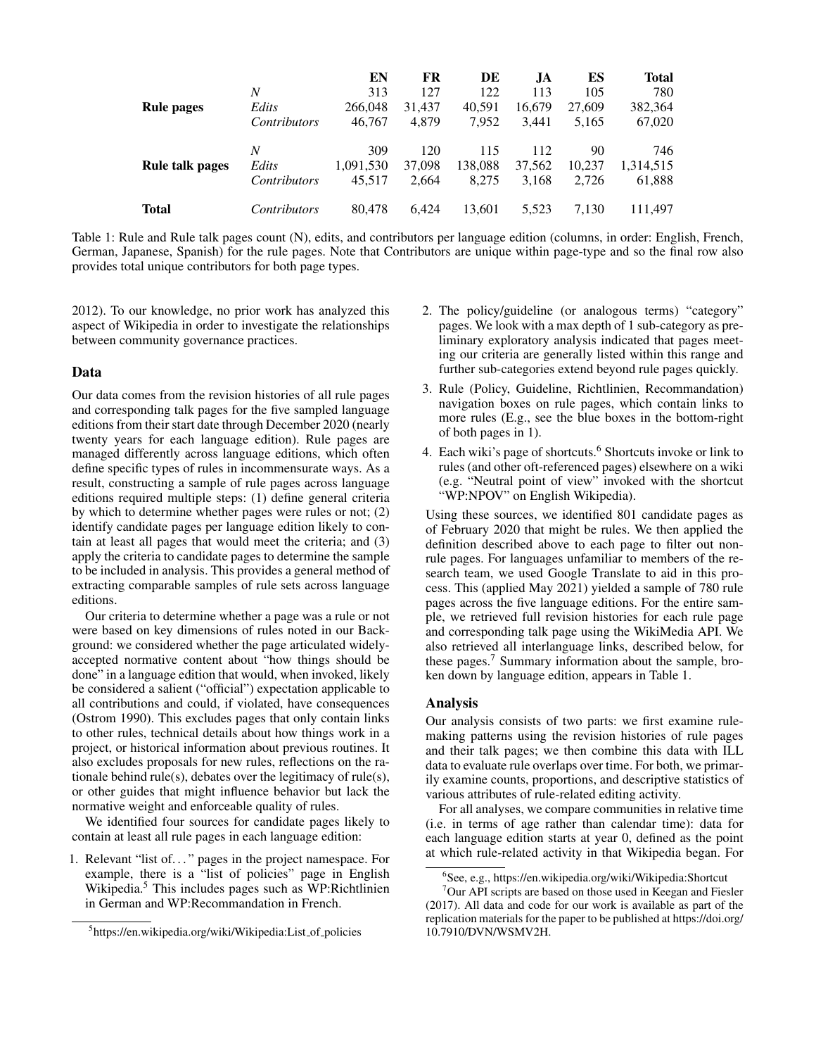| | | EN | FR | DE | JA | ES | Total |
|---|---|---|---|---|---|---|---|
| **Rule pages** | *N* | 313 | 127 | 122 | 113 | 105 | 780 |
| | *Edits* | 266,048 | 31,437 | 40,591 | 16,679 | 27,609 | 382,364 |
| | *Contributors* | 46,767 | 4,879 | 7,952 | 3,441 | 5,165 | 67,020 |
| **Rule talk pages** | *N* | 309 | 120 | 115 | 112 | 90 | 746 |
| | *Edits* | 1,091,530 | 37,098 | 138,088 | 37,562 | 10,237 | 1,314,515 |
| | *Contributors* | 45,517 | 2,664 | 8,275 | 3,168 | 2,726 | 61,888 |
| **Total** | *Contributors* | 80,478 | 6,424 | 13,601 | 5,523 | 7,130 | 111,497 |

Table 1: Rule and Rule talk pages count (N), edits, and contributors per language edition (columns, in order: English, French, German, Japanese, Spanish) for the rule pages. Note that Contributors are unique within page-type and so the final row also provides total unique contributors for both page types.

2012). To our knowledge, no prior work has analyzed this aspect of Wikipedia in order to investigate the relationships between community governance practices.

## Data

Our data comes from the revision histories of all rule pages and corresponding talk pages for the five sampled language editions from their start date through December 2020 (nearly twenty years for each language edition). Rule pages are managed differently across language editions, which often define specific types of rules in incommensurate ways. As a result, constructing a sample of rule pages across language editions required multiple steps: (1) define general criteria by which to determine whether pages were rules or not; (2) identify candidate pages per language edition likely to contain at least all pages that would meet the criteria; and (3) apply the criteria to candidate pages to determine the sample to be included in analysis. This provides a general method of extracting comparable samples of rule sets across language editions.

Our criteria to determine whether a page was a rule or not were based on key dimensions of rules noted in our Background: we considered whether the page articulated widely-accepted normative content about "how things should be done" in a language edition that would, when invoked, likely be considered a salient ("official") expectation applicable to all contributions and could, if violated, have consequences (Ostrom 1990). This excludes pages that only contain links to other rules, technical details about how things work in a project, or historical information about previous routines. It also excludes proposals for new rules, reflections on the rationale behind rule(s), debates over the legitimacy of rule(s), or other guides that might influence behavior but lack the normative weight and enforceable quality of rules.

We identified four sources for candidate pages likely to contain at least all rule pages in each language edition:

1. Relevant "list of..." pages in the project namespace. For example, there is a "list of policies" page in English Wikipedia.[5] This includes pages such as WP:Richtlinien in German and WP:Recommandation in French.
2. The policy/guideline (or analogous terms) "category" pages. We look with a max depth of 1 sub-category as preliminary exploratory analysis indicated that pages meeting our criteria are generally listed within this range and further sub-categories extend beyond rule pages quickly.
3. Rule (Policy, Guideline, Richtlinien, Recommandation) navigation boxes on rule pages, which contain links to more rules (E.g., see the blue boxes in the bottom-right of both pages in 1).
4. Each wiki's page of shortcuts.[6] Shortcuts invoke or link to rules (and other oft-referenced pages) elsewhere on a wiki (e.g. "Neutral point of view" invoked with the shortcut "WP:NPOV" on English Wikipedia).

Using these sources, we identified 801 candidate pages as of February 2020 that might be rules. We then applied the definition described above to each page to filter out non-rule pages. For languages unfamiliar to members of the research team, we used Google Translate to aid in this process. This (applied May 2021) yielded a sample of 780 rule pages across the five language editions. For the entire sample, we retrieved full revision histories for each rule page and corresponding talk page using the WikiMedia API. We also retrieved all interlanguage links, described below, for these pages.[7] Summary information about the sample, broken down by language edition, appears in Table 1.

## Analysis

Our analysis consists of two parts: we first examine rule-making patterns using the revision histories of rule pages and their talk pages; we then combine this data with ILL data to evaluate rule overlaps over time. For both, we primarily examine counts, proportions, and descriptive statistics of various attributes of rule-related editing activity.

For all analyses, we compare communities in relative time (i.e. in terms of age rather than calendar time): data for each language edition starts at year 0, defined as the point at which rule-related activity in that Wikipedia began. For

[5] https://en.wikipedia.org/wiki/Wikipedia:List_of_policies

[6] See, e.g., https://en.wikipedia.org/wiki/Wikipedia:Shortcut

[7] Our API scripts are based on those used in Keegan and Fiesler (2017). All data and code for our work is available as part of the replication materials for the paper to be published at https://doi.org/10.7910/DVN/WSMV2H.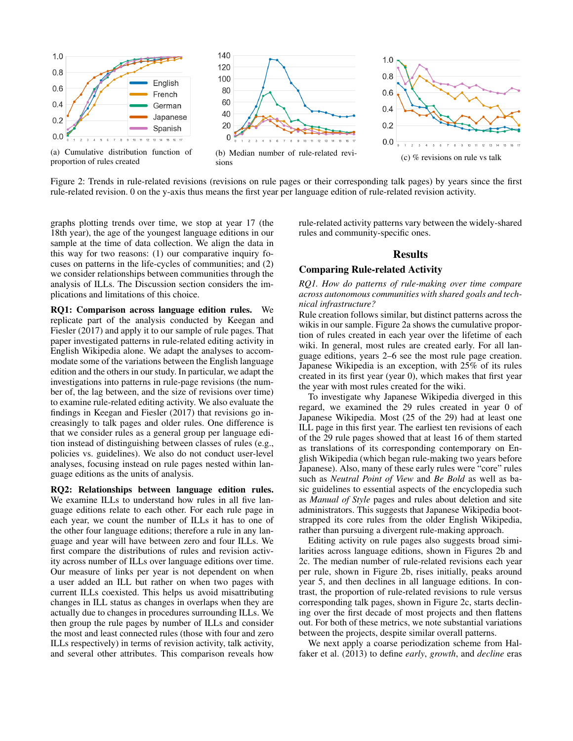(a) Cumulative distribution function of proportion of rules created

(b) Median number of rule-related revisions

(c) % revisions on rule vs talk

Figure 2: Trends in rule-related revisions (revisions on rule pages or their corresponding talk pages) by years since the first rule-related revision. 0 on the y-axis thus means the first year per language edition of rule-related revision activity.

graphs plotting trends over time, we stop at year 17 (the 18th year), the age of the youngest language editions in our sample at the time of data collection. We align the data in this way for two reasons: (1) our comparative inquiry focuses on patterns in the life-cycles of communities; and (2) we consider relationships between communities through the analysis of ILLs. The Discussion section considers the implications and limitations of this choice.

**RQ1: Comparison across language edition rules.** We replicate part of the analysis conducted by Keegan and Fiesler (2017) and apply it to our sample of rule pages. That paper investigated patterns in rule-related editing activity in English Wikipedia alone. We adapt the analyses to accommodate some of the variations between the English language edition and the others in our study. In particular, we adapt the investigations into patterns in rule-page revisions (the number of, the lag between, and the size of revisions over time) to examine rule-related editing activity. We also evaluate the findings in Keegan and Fiesler (2017) that revisions go increasingly to talk pages and older rules. One difference is that we consider rules as a general group per language edition instead of distinguishing between classes of rules (e.g., policies vs. guidelines). We also do not conduct user-level analyses, focusing instead on rule pages nested within language editions as the units of analysis.

**RQ2: Relationships between language edition rules.** We examine ILLs to understand how rules in all five language editions relate to each other. For each rule page in each year, we count the number of ILLs it has to one of the other four language editions; therefore a rule in any language and year will have between zero and four ILLs. We first compare the distributions of rules and revision activity across number of ILLs over language editions over time. Our measure of links per year is not dependent on when a user added an ILL but rather on when two pages with current ILLs coexisted. This helps us avoid misattributing changes in ILL status as changes in overlaps when they are actually due to changes in procedures surrounding ILLs. We then group the rule pages by number of ILLs and consider the most and least connected rules (those with four and zero ILLs respectively) in terms of revision activity, talk activity, and several other attributes. This comparison reveals how rule-related activity patterns vary between the widely-shared rules and community-specific ones.

## Results

### Comparing Rule-related Activity

*RQ1. How do patterns of rule-making over time compare across autonomous communities with shared goals and technical infrastructure?*

Rule creation follows similar, but distinct patterns across the wikis in our sample. Figure 2a shows the cumulative proportion of rules created in each year over the lifetime of each wiki. In general, most rules are created early. For all language editions, years 2–6 see the most rule page creation. Japanese Wikipedia is an exception, with 25% of its rules created in its first year (year 0), which makes that first year the year with most rules created for the wiki.

To investigate why Japanese Wikipedia diverged in this regard, we examined the 29 rules created in year 0 of Japanese Wikipedia. Most (25 of the 29) had at least one ILL page in this first year. The earliest ten revisions of each of the 29 rule pages showed that at least 16 of them started as translations of its corresponding contemporary on English Wikipedia (which began rule-making two years before Japanese). Also, many of these early rules were "core" rules such as *Neutral Point of View* and *Be Bold* as well as basic guidelines to essential aspects of the encyclopedia such as *Manual of Style* pages and rules about deletion and site administrators. This suggests that Japanese Wikipedia bootstrapped its core rules from the older English Wikipedia, rather than pursuing a divergent rule-making approach.

Editing activity on rule pages also suggests broad similarities across language editions, shown in Figures 2b and 2c. The median number of rule-related revisions each year per rule, shown in Figure 2b, rises initially, peaks around year 5, and then declines in all language editions. In contrast, the proportion of rule-related revisions to rule versus corresponding talk pages, shown in Figure 2c, starts declining over the first decade of most projects and then flattens out. For both of these metrics, we note substantial variations between the projects, despite similar overall patterns.

We next apply a coarse periodization scheme from Halfaker et al. (2013) to define *early*, *growth*, and *decline* eras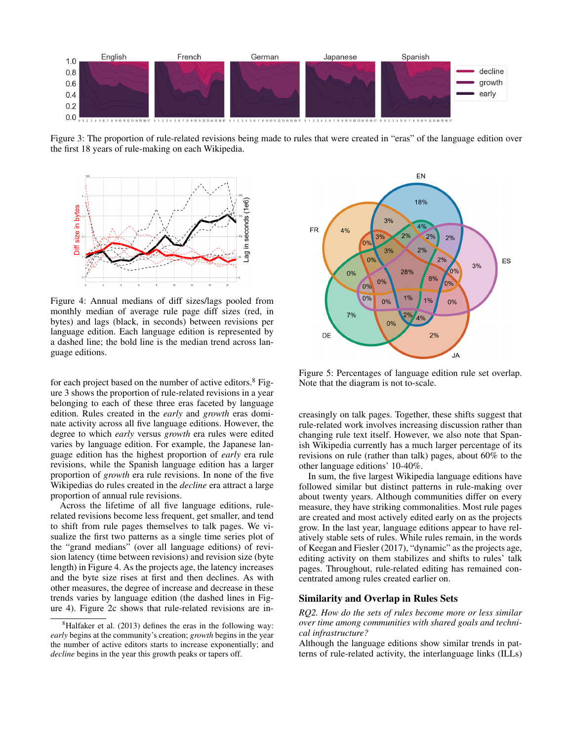Figure 3: The proportion of rule-related revisions being made to rules that were created in "eras" of the language edition over the first 18 years of rule-making on each Wikipedia.

Figure 4: Annual medians of diff sizes/lags pooled from monthly median of average rule page diff sizes (red, in bytes) and lags (black, in seconds) between revisions per language edition. Each language edition is represented by a dashed line; the bold line is the median trend across language editions.

Figure 5: Percentages of language edition rule set overlap. Note that the diagram is not to-scale.

for each project based on the number of active editors.[8] Figure 3 shows the proportion of rule-related revisions in a year belonging to each of these three eras faceted by language edition. Rules created in the *early* and *growth* eras dominate activity across all five language editions. However, the degree to which *early* versus *growth* era rules were edited varies by language edition. For example, the Japanese language edition has the highest proportion of *early* era rule revisions, while the Spanish language edition has a larger proportion of *growth* era rule revisions. In none of the five Wikipedias do rules created in the *decline* era attract a large proportion of annual rule revisions.

Across the lifetime of all five language editions, rule-related revisions become less frequent, get smaller, and tend to shift from rule pages themselves to talk pages. We visualize the first two patterns as a single time series plot of the "grand medians" (over all language editions) of revision latency (time between revisions) and revision size (byte length) in Figure 4. As the projects age, the latency increases and the byte size rises at first and then declines. As with other measures, the degree of increase and decrease in these trends varies by language edition (the dashed lines in Figure 4). Figure 2c shows that rule-related revisions are increasingly on talk pages. Together, these shifts suggest that rule-related work involves increasing discussion rather than changing rule text itself. However, we also note that Spanish Wikipedia currently has a much larger percentage of its revisions on rule (rather than talk) pages, about 60% to the other language editions' 10-40%.

In sum, the five largest Wikipedia language editions have followed similar but distinct patterns in rule-making over about twenty years. Although communities differ on every measure, they have striking commonalities. Most rule pages are created and most actively edited early on as the projects grow. In the last year, language editions appear to have relatively stable sets of rules. While rules remain, in the words of Keegan and Fiesler (2017), "dynamic" as the projects age, editing activity on them stabilizes and shifts to rules' talk pages. Throughout, rule-related editing has remained concentrated among rules created earlier on.

## Similarity and Overlap in Rules Sets

*RQ2. How do the sets of rules become more or less similar over time among communities with shared goals and technical infrastructure?*

Although the language editions show similar trends in patterns of rule-related activity, the interlanguage links (ILLs)

[8] Halfaker et al. (2013) defines the eras in the following way: *early* begins at the community's creation; *growth* begins in the year the number of active editors starts to increase exponentially; and *decline* begins in the year this growth peaks or tapers off.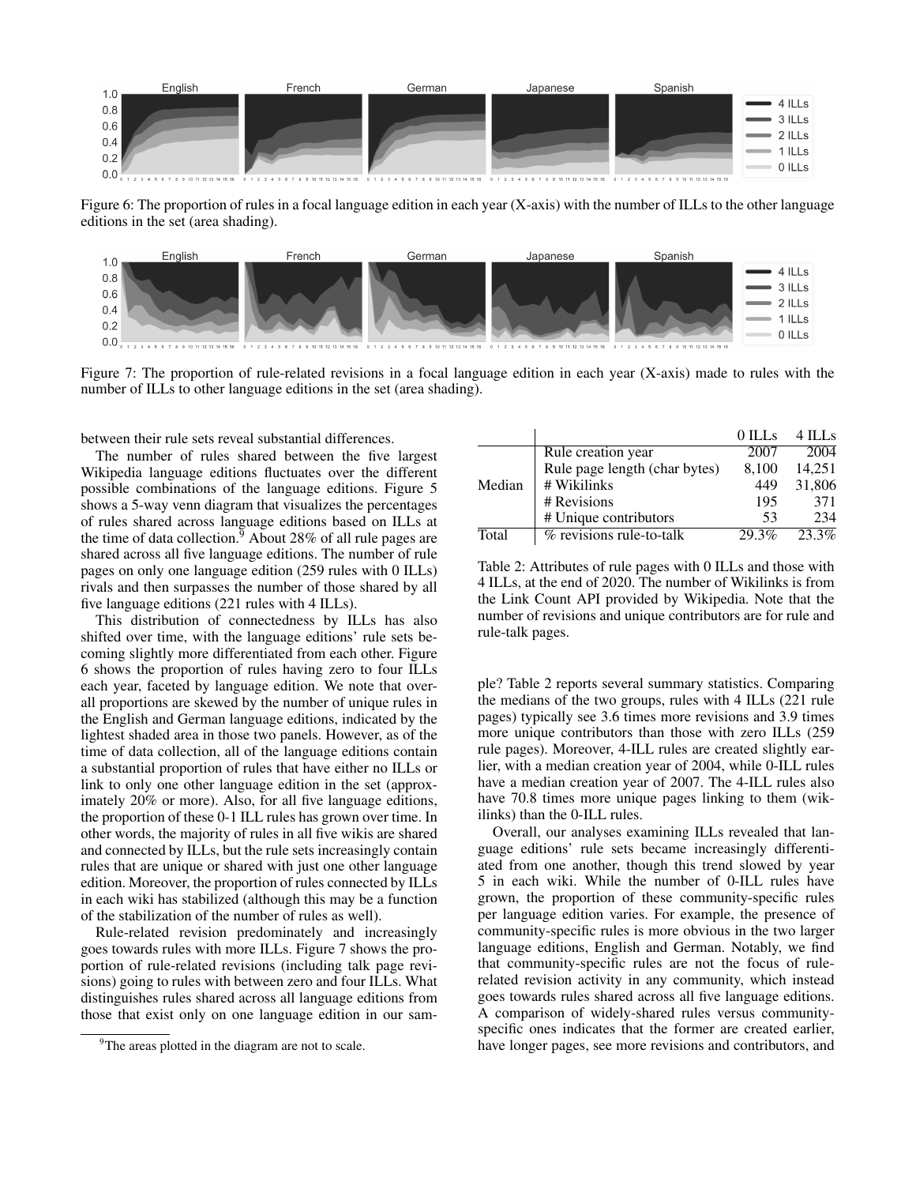Figure 6: The proportion of rules in a focal language edition in each year (X-axis) with the number of ILLs to the other language editions in the set (area shading).

Figure 7: The proportion of rule-related revisions in a focal language edition in each year (X-axis) made to rules with the number of ILLs to other language editions in the set (area shading).

between their rule sets reveal substantial differences.

The number of rules shared between the five largest Wikipedia language editions fluctuates over the different possible combinations of the language editions. Figure 5 shows a 5-way venn diagram that visualizes the percentages of rules shared across language editions based on ILLs at the time of data collection.[9] About 28% of all rule pages are shared across all five language editions. The number of rule pages on only one language edition (259 rules with 0 ILLs) rivals and then surpasses the number of those shared by all five language editions (221 rules with 4 ILLs).

This distribution of connectedness by ILLs has also shifted over time, with the language editions' rule sets becoming slightly more differentiated from each other. Figure 6 shows the proportion of rules having zero to four ILLs each year, faceted by language edition. We note that overall proportions are skewed by the number of unique rules in the English and German language editions, indicated by the lightest shaded area in those two panels. However, as of the time of data collection, all of the language editions contain a substantial proportion of rules that have either no ILLs or link to only one other language edition in the set (approximately 20% or more). Also, for all five language editions, the proportion of these 0-1 ILL rules has grown over time. In other words, the majority of rules in all five wikis are shared and connected by ILLs, but the rule sets increasingly contain rules that are unique or shared with just one other language edition. Moreover, the proportion of rules connected by ILLs in each wiki has stabilized (although this may be a function of the stabilization of the number of rules as well).

Rule-related revision predominately and increasingly goes towards rules with more ILLs. Figure 7 shows the proportion of rule-related revisions (including talk page revisions) going to rules with between zero and four ILLs. What distinguishes rules shared across all language editions from those that exist only on one language edition in our sample? Table 2 reports several summary statistics. Comparing the medians of the two groups, rules with 4 ILLs (221 rule pages) typically see 3.6 times more revisions and 3.9 times more unique contributors than those with zero ILLs (259 rule pages). Moreover, 4-ILL rules are created slightly earlier, with a median creation year of 2004, while 0-ILL rules have a median creation year of 2007. The 4-ILL rules also have 70.8 times more unique pages linking to them (wikilinks) than the 0-ILL rules.

|  |  | 0 ILLs | 4 ILLs |
|---|---|---|---|
| Median | Rule creation year | 2007 | 2004 |
|  | Rule page length (char bytes) | 8,100 | 14,251 |
|  | # Wikilinks | 449 | 31,806 |
|  | # Revisions | 195 | 371 |
|  | # Unique contributors | 53 | 234 |
| Total | % revisions rule-to-talk | 29.3% | 23.3% |

Table 2: Attributes of rule pages with 0 ILLs and those with 4 ILLs, at the end of 2020. The number of Wikilinks is from the Link Count API provided by Wikipedia. Note that the number of revisions and unique contributors are for rule and rule-talk pages.

Overall, our analyses examining ILLs revealed that language editions' rule sets became increasingly differentiated from one another, though this trend slowed by year 5 in each wiki. While the number of 0-ILL rules have grown, the proportion of these community-specific rules per language edition varies. For example, the presence of community-specific rules is more obvious in the two larger language editions, English and German. Notably, we find that community-specific rules are not the focus of rule-related revision activity in any community, which instead goes towards rules shared across all five language editions. A comparison of widely-shared rules versus community-specific ones indicates that the former are created earlier, have longer pages, see more revisions and contributors, and

[9] The areas plotted in the diagram are not to scale.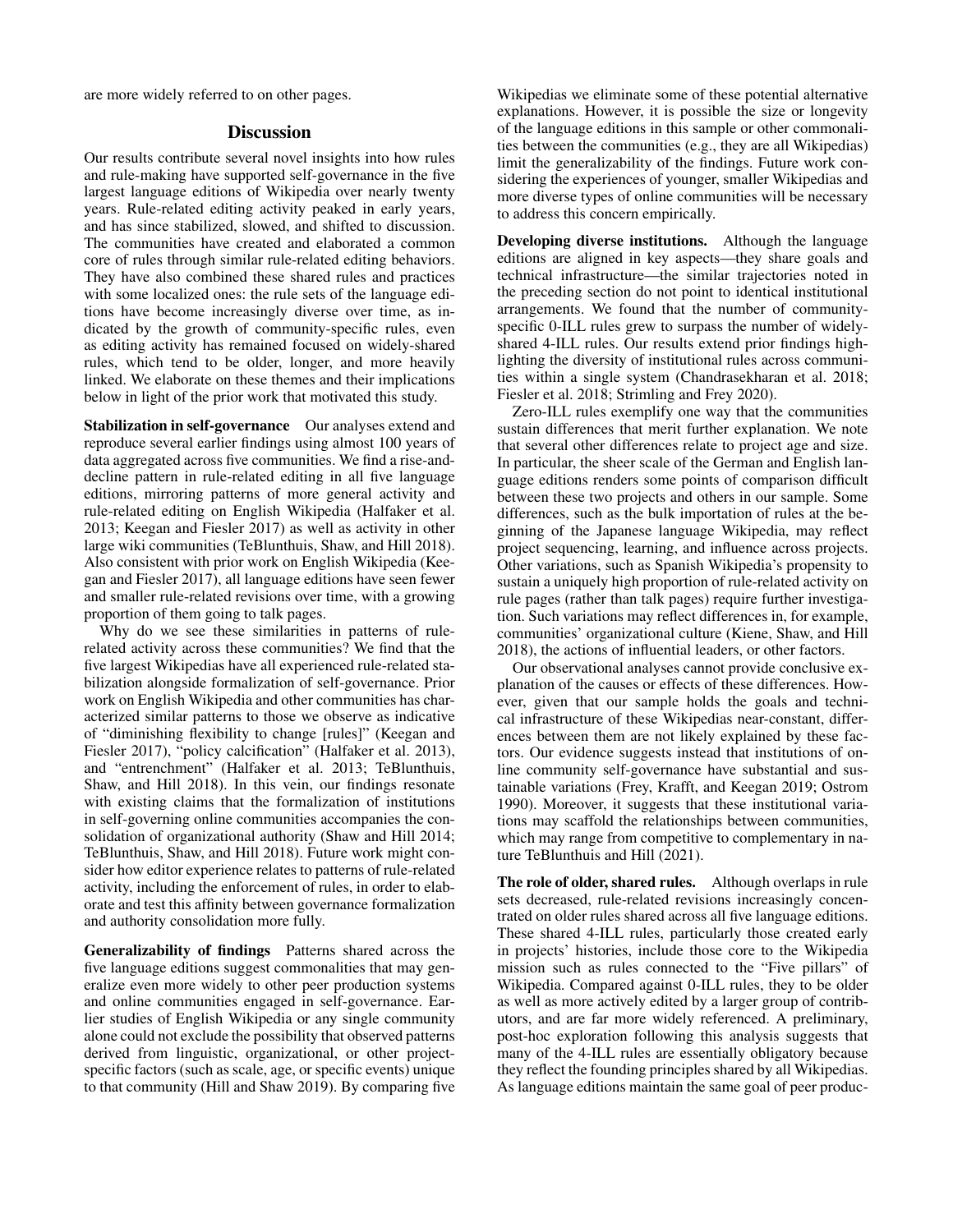are more widely referred to on other pages.

## Discussion

Our results contribute several novel insights into how rules and rule-making have supported self-governance in the five largest language editions of Wikipedia over nearly twenty years. Rule-related editing activity peaked in early years, and has since stabilized, slowed, and shifted to discussion. The communities have created and elaborated a common core of rules through similar rule-related editing behaviors. They have also combined these shared rules and practices with some localized ones: the rule sets of the language editions have become increasingly diverse over time, as indicated by the growth of community-specific rules, even as editing activity has remained focused on widely-shared rules, which tend to be older, longer, and more heavily linked. We elaborate on these themes and their implications below in light of the prior work that motivated this study.

**Stabilization in self-governance** Our analyses extend and reproduce several earlier findings using almost 100 years of data aggregated across five communities. We find a rise-and-decline pattern in rule-related editing in all five language editions, mirroring patterns of more general activity and rule-related editing on English Wikipedia (Halfaker et al. 2013; Keegan and Fiesler 2017) as well as activity in other large wiki communities (TeBlunthuis, Shaw, and Hill 2018). Also consistent with prior work on English Wikipedia (Keegan and Fiesler 2017), all language editions have seen fewer and smaller rule-related revisions over time, with a growing proportion of them going to talk pages.

Why do we see these similarities in patterns of rule-related activity across these communities? We find that the five largest Wikipedias have all experienced rule-related stabilization alongside formalization of self-governance. Prior work on English Wikipedia and other communities has characterized similar patterns to those we observe as indicative of "diminishing flexibility to change [rules]" (Keegan and Fiesler 2017), "policy calcification" (Halfaker et al. 2013), and "entrenchment" (Halfaker et al. 2013; TeBlunthuis, Shaw, and Hill 2018). In this vein, our findings resonate with existing claims that the formalization of institutions in self-governing online communities accompanies the consolidation of organizational authority (Shaw and Hill 2014; TeBlunthuis, Shaw, and Hill 2018). Future work might consider how editor experience relates to patterns of rule-related activity, including the enforcement of rules, in order to elaborate and test this affinity between governance formalization and authority consolidation more fully.

**Generalizability of findings** Patterns shared across the five language editions suggest commonalities that may generalize even more widely to other peer production systems and online communities engaged in self-governance. Earlier studies of English Wikipedia or any single community alone could not exclude the possibility that observed patterns derived from linguistic, organizational, or other project-specific factors (such as scale, age, or specific events) unique to that community (Hill and Shaw 2019). By comparing five Wikipedias we eliminate some of these potential alternative explanations. However, it is possible the size or longevity of the language editions in this sample or other commonalities between the communities (e.g., they are all Wikipedias) limit the generalizability of the findings. Future work considering the experiences of younger, smaller Wikipedias and more diverse types of online communities will be necessary to address this concern empirically.

**Developing diverse institutions.** Although the language editions are aligned in key aspects—they share goals and technical infrastructure—the similar trajectories noted in the preceding section do not point to identical institutional arrangements. We found that the number of community-specific 0-ILL rules grew to surpass the number of widely-shared 4-ILL rules. Our results extend prior findings highlighting the diversity of institutional rules across communities within a single system (Chandrasekharan et al. 2018; Fiesler et al. 2018; Strimling and Frey 2020).

Zero-ILL rules exemplify one way that the communities sustain differences that merit further explanation. We note that several other differences relate to project age and size. In particular, the sheer scale of the German and English language editions renders some points of comparison difficult between these two projects and others in our sample. Some differences, such as the bulk importation of rules at the beginning of the Japanese language Wikipedia, may reflect project sequencing, learning, and influence across projects. Other variations, such as Spanish Wikipedia's propensity to sustain a uniquely high proportion of rule-related activity on rule pages (rather than talk pages) require further investigation. Such variations may reflect differences in, for example, communities' organizational culture (Kiene, Shaw, and Hill 2018), the actions of influential leaders, or other factors.

Our observational analyses cannot provide conclusive explanation of the causes or effects of these differences. However, given that our sample holds the goals and technical infrastructure of these Wikipedias near-constant, differences between them are not likely explained by these factors. Our evidence suggests instead that institutions of online community self-governance have substantial and sustainable variations (Frey, Krafft, and Keegan 2019; Ostrom 1990). Moreover, it suggests that these institutional variations may scaffold the relationships between communities, which may range from competitive to complementary in nature TeBlunthuis and Hill (2021).

**The role of older, shared rules.** Although overlaps in rule sets decreased, rule-related revisions increasingly concentrated on older rules shared across all five language editions. These shared 4-ILL rules, particularly those created early in projects' histories, include those core to the Wikipedia mission such as rules connected to the "Five pillars" of Wikipedia. Compared against 0-ILL rules, they to be older as well as more actively edited by a larger group of contributors, and are far more widely referenced. A preliminary, post-hoc exploration following this analysis suggests that many of the 4-ILL rules are essentially obligatory because they reflect the founding principles shared by all Wikipedias. As language editions maintain the same goal of peer produc-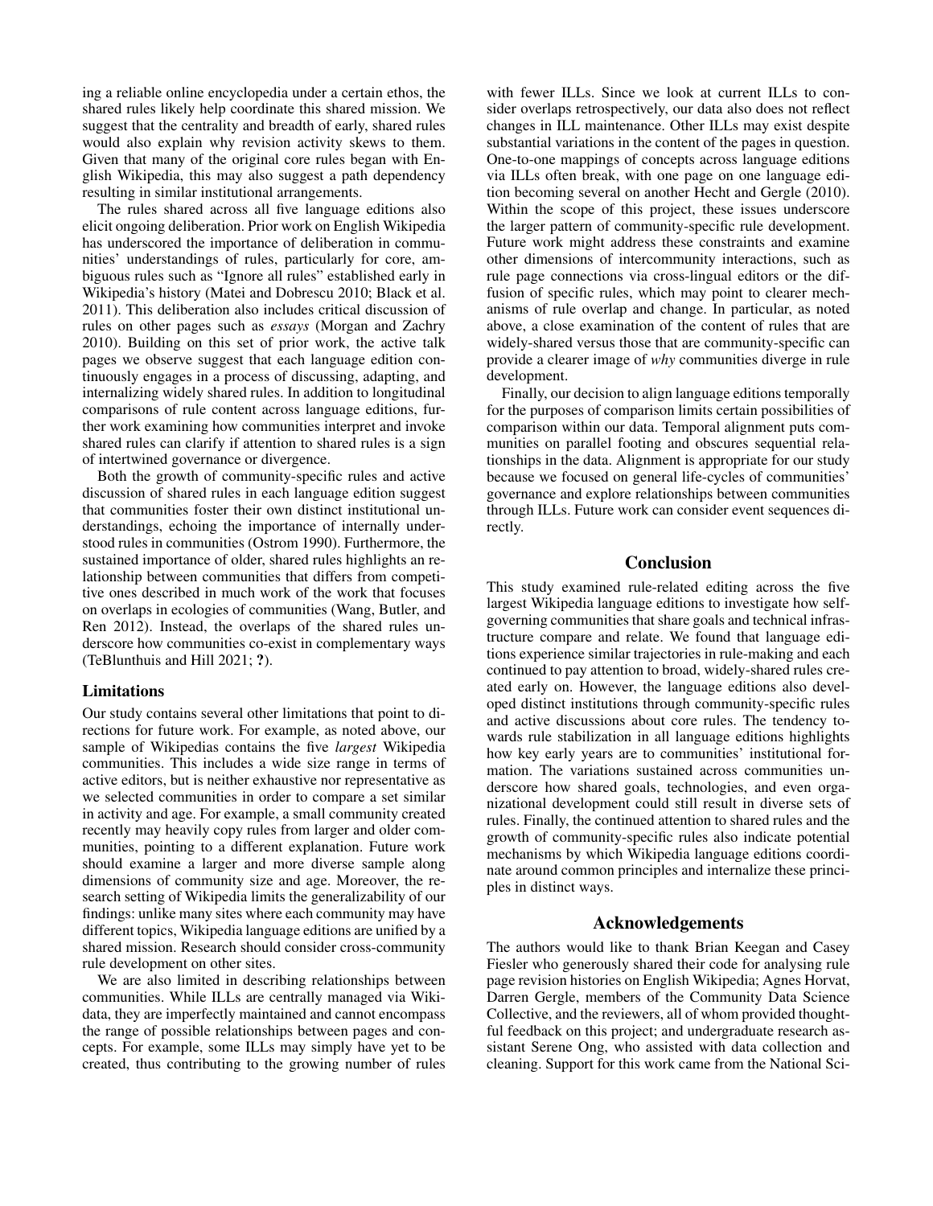ing a reliable online encyclopedia under a certain ethos, the shared rules likely help coordinate this shared mission. We suggest that the centrality and breadth of early, shared rules would also explain why revision activity skews to them. Given that many of the original core rules began with English Wikipedia, this may also suggest a path dependency resulting in similar institutional arrangements.

The rules shared across all five language editions also elicit ongoing deliberation. Prior work on English Wikipedia has underscored the importance of deliberation in communities' understandings of rules, particularly for core, ambiguous rules such as "Ignore all rules" established early in Wikipedia's history (Matei and Dobrescu 2010; Black et al. 2011). This deliberation also includes critical discussion of rules on other pages such as *essays* (Morgan and Zachry 2010). Building on this set of prior work, the active talk pages we observe suggest that each language edition continuously engages in a process of discussing, adapting, and internalizing widely shared rules. In addition to longitudinal comparisons of rule content across language editions, further work examining how communities interpret and invoke shared rules can clarify if attention to shared rules is a sign of intertwined governance or divergence.

Both the growth of community-specific rules and active discussion of shared rules in each language edition suggest that communities foster their own distinct institutional understandings, echoing the importance of internally understood rules in communities (Ostrom 1990). Furthermore, the sustained importance of older, shared rules highlights an relationship between communities that differs from competitive ones described in much work of the work that focuses on overlaps in ecologies of communities (Wang, Butler, and Ren 2012). Instead, the overlaps of the shared rules underscore how communities co-exist in complementary ways (TeBlunthuis and Hill 2021; **?**).

### Limitations

Our study contains several other limitations that point to directions for future work. For example, as noted above, our sample of Wikipedias contains the five *largest* Wikipedia communities. This includes a wide size range in terms of active editors, but is neither exhaustive nor representative as we selected communities in order to compare a set similar in activity and age. For example, a small community created recently may heavily copy rules from larger and older communities, pointing to a different explanation. Future work should examine a larger and more diverse sample along dimensions of community size and age. Moreover, the research setting of Wikipedia limits the generalizability of our findings: unlike many sites where each community may have different topics, Wikipedia language editions are unified by a shared mission. Research should consider cross-community rule development on other sites.

We are also limited in describing relationships between communities. While ILLs are centrally managed via Wikidata, they are imperfectly maintained and cannot encompass the range of possible relationships between pages and concepts. For example, some ILLs may simply have yet to be created, thus contributing to the growing number of rules with fewer ILLs. Since we look at current ILLs to consider overlaps retrospectively, our data also does not reflect changes in ILL maintenance. Other ILLs may exist despite substantial variations in the content of the pages in question. One-to-one mappings of concepts across language editions via ILLs often break, with one page on one language edition becoming several on another Hecht and Gergle (2010). Within the scope of this project, these issues underscore the larger pattern of community-specific rule development. Future work might address these constraints and examine other dimensions of intercommunity interactions, such as rule page connections via cross-lingual editors or the diffusion of specific rules, which may point to clearer mechanisms of rule overlap and change. In particular, as noted above, a close examination of the content of rules that are widely-shared versus those that are community-specific can provide a clearer image of *why* communities diverge in rule development.

Finally, our decision to align language editions temporally for the purposes of comparison limits certain possibilities of comparison within our data. Temporal alignment puts communities on parallel footing and obscures sequential relationships in the data. Alignment is appropriate for our study because we focused on general life-cycles of communities' governance and explore relationships between communities through ILLs. Future work can consider event sequences directly.

## Conclusion

This study examined rule-related editing across the five largest Wikipedia language editions to investigate how self-governing communities that share goals and technical infrastructure compare and relate. We found that language editions experience similar trajectories in rule-making and each continued to pay attention to broad, widely-shared rules created early on. However, the language editions also developed distinct institutions through community-specific rules and active discussions about core rules. The tendency towards rule stabilization in all language editions highlights how key early years are to communities' institutional formation. The variations sustained across communities underscore how shared goals, technologies, and even organizational development could still result in diverse sets of rules. Finally, the continued attention to shared rules and the growth of community-specific rules also indicate potential mechanisms by which Wikipedia language editions coordinate around common principles and internalize these principles in distinct ways.

## Acknowledgements

The authors would like to thank Brian Keegan and Casey Fiesler who generously shared their code for analysing rule page revision histories on English Wikipedia; Agnes Horvat, Darren Gergle, members of the Community Data Science Collective, and the reviewers, all of whom provided thoughtful feedback on this project; and undergraduate research assistant Serene Ong, who assisted with data collection and cleaning. Support for this work came from the National Sci-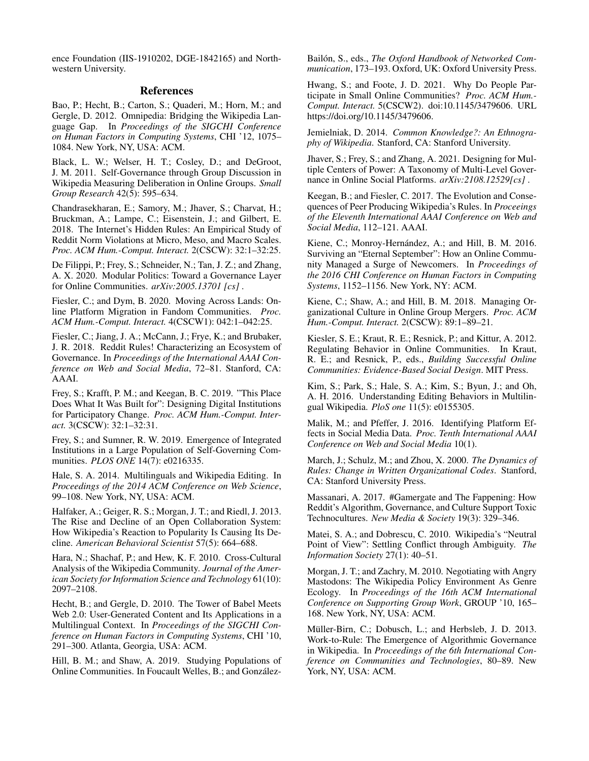ence Foundation (IIS-1910202, DGE-1842165) and Northwestern University.

## References

Bao, P.; Hecht, B.; Carton, S.; Quaderi, M.; Horn, M.; and Gergle, D. 2012. Omnipedia: Bridging the Wikipedia Language Gap. In *Proceedings of the SIGCHI Conference on Human Factors in Computing Systems*, CHI '12, 1075–1084. New York, NY, USA: ACM.

Black, L. W.; Welser, H. T.; Cosley, D.; and DeGroot, J. M. 2011. Self-Governance through Group Discussion in Wikipedia Measuring Deliberation in Online Groups. *Small Group Research* 42(5): 595–634.

Chandrasekharan, E.; Samory, M.; Jhaver, S.; Charvat, H.; Bruckman, A.; Lampe, C.; Eisenstein, J.; and Gilbert, E. 2018. The Internet's Hidden Rules: An Empirical Study of Reddit Norm Violations at Micro, Meso, and Macro Scales. *Proc. ACM Hum.-Comput. Interact.* 2(CSCW): 32:1–32:25.

De Filippi, P.; Frey, S.; Schneider, N.; Tan, J. Z.; and Zhang, A. X. 2020. Modular Politics: Toward a Governance Layer for Online Communities. *arXiv:2005.13701 [cs]* .

Fiesler, C.; and Dym, B. 2020. Moving Across Lands: Online Platform Migration in Fandom Communities. *Proc. ACM Hum.-Comput. Interact.* 4(CSCW1): 042:1–042:25.

Fiesler, C.; Jiang, J. A.; McCann, J.; Frye, K.; and Brubaker, J. R. 2018. Reddit Rules! Characterizing an Ecosystem of Governance. In *Proceedings of the International AAAI Conference on Web and Social Media*, 72–81. Stanford, CA: AAAI.

Frey, S.; Krafft, P. M.; and Keegan, B. C. 2019. "This Place Does What It Was Built for": Designing Digital Institutions for Participatory Change. *Proc. ACM Hum.-Comput. Interact.* 3(CSCW): 32:1–32:31.

Frey, S.; and Sumner, R. W. 2019. Emergence of Integrated Institutions in a Large Population of Self-Governing Communities. *PLOS ONE* 14(7): e0216335.

Hale, S. A. 2014. Multilinguals and Wikipedia Editing. In *Proceedings of the 2014 ACM Conference on Web Science*, 99–108. New York, NY, USA: ACM.

Halfaker, A.; Geiger, R. S.; Morgan, J. T.; and Riedl, J. 2013. The Rise and Decline of an Open Collaboration System: How Wikipedia's Reaction to Popularity Is Causing Its Decline. *American Behavioral Scientist* 57(5): 664–688.

Hara, N.; Shachaf, P.; and Hew, K. F. 2010. Cross-Cultural Analysis of the Wikipedia Community. *Journal of the American Society for Information Science and Technology* 61(10): 2097–2108.

Hecht, B.; and Gergle, D. 2010. The Tower of Babel Meets Web 2.0: User-Generated Content and Its Applications in a Multilingual Context. In *Proceedings of the SIGCHI Conference on Human Factors in Computing Systems*, CHI '10, 291–300. Atlanta, Georgia, USA: ACM.

Hill, B. M.; and Shaw, A. 2019. Studying Populations of Online Communities. In Foucault Welles, B.; and González-Bailón, S., eds., *The Oxford Handbook of Networked Communication*, 173–193. Oxford, UK: Oxford University Press.

Hwang, S.; and Foote, J. D. 2021. Why Do People Participate in Small Online Communities? *Proc. ACM Hum.-Comput. Interact.* 5(CSCW2). doi:10.1145/3479606. URL https://doi.org/10.1145/3479606.

Jemielniak, D. 2014. *Common Knowledge?: An Ethnography of Wikipedia*. Stanford, CA: Stanford University.

Jhaver, S.; Frey, S.; and Zhang, A. 2021. Designing for Multiple Centers of Power: A Taxonomy of Multi-Level Governance in Online Social Platforms. *arXiv:2108.12529[cs]* .

Keegan, B.; and Fiesler, C. 2017. The Evolution and Consequences of Peer Producing Wikipedia's Rules. In *Proceeings of the Eleventh International AAAI Conference on Web and Social Media*, 112–121. AAAI.

Kiene, C.; Monroy-Hernández, A.; and Hill, B. M. 2016. Surviving an "Eternal September": How an Online Community Managed a Surge of Newcomers. In *Proceedings of the 2016 CHI Conference on Human Factors in Computing Systems*, 1152–1156. New York, NY: ACM.

Kiene, C.; Shaw, A.; and Hill, B. M. 2018. Managing Organizational Culture in Online Group Mergers. *Proc. ACM Hum.-Comput. Interact.* 2(CSCW): 89:1–89–21.

Kiesler, S. E.; Kraut, R. E.; Resnick, P.; and Kittur, A. 2012. Regulating Behavior in Online Communities. In Kraut, R. E.; and Resnick, P., eds., *Building Successful Online Communities: Evidence-Based Social Design*. MIT Press.

Kim, S.; Park, S.; Hale, S. A.; Kim, S.; Byun, J.; and Oh, A. H. 2016. Understanding Editing Behaviors in Multilingual Wikipedia. *PloS one* 11(5): e0155305.

Malik, M.; and Pfeffer, J. 2016. Identifying Platform Effects in Social Media Data. *Proc. Tenth International AAAI Conference on Web and Social Media* 10(1).

March, J.; Schulz, M.; and Zhou, X. 2000. *The Dynamics of Rules: Change in Written Organizational Codes*. Stanford, CA: Stanford University Press.

Massanari, A. 2017. #Gamergate and The Fappening: How Reddit's Algorithm, Governance, and Culture Support Toxic Technocultures. *New Media & Society* 19(3): 329–346.

Matei, S. A.; and Dobrescu, C. 2010. Wikipedia's "Neutral Point of View": Settling Conflict through Ambiguity. *The Information Society* 27(1): 40–51.

Morgan, J. T.; and Zachry, M. 2010. Negotiating with Angry Mastodons: The Wikipedia Policy Environment As Genre Ecology. In *Proceedings of the 16th ACM International Conference on Supporting Group Work*, GROUP '10, 165–168. New York, NY, USA: ACM.

Müller-Birn, C.; Dobusch, L.; and Herbsleb, J. D. 2013. Work-to-Rule: The Emergence of Algorithmic Governance in Wikipedia. In *Proceedings of the 6th International Conference on Communities and Technologies*, 80–89. New York, NY, USA: ACM.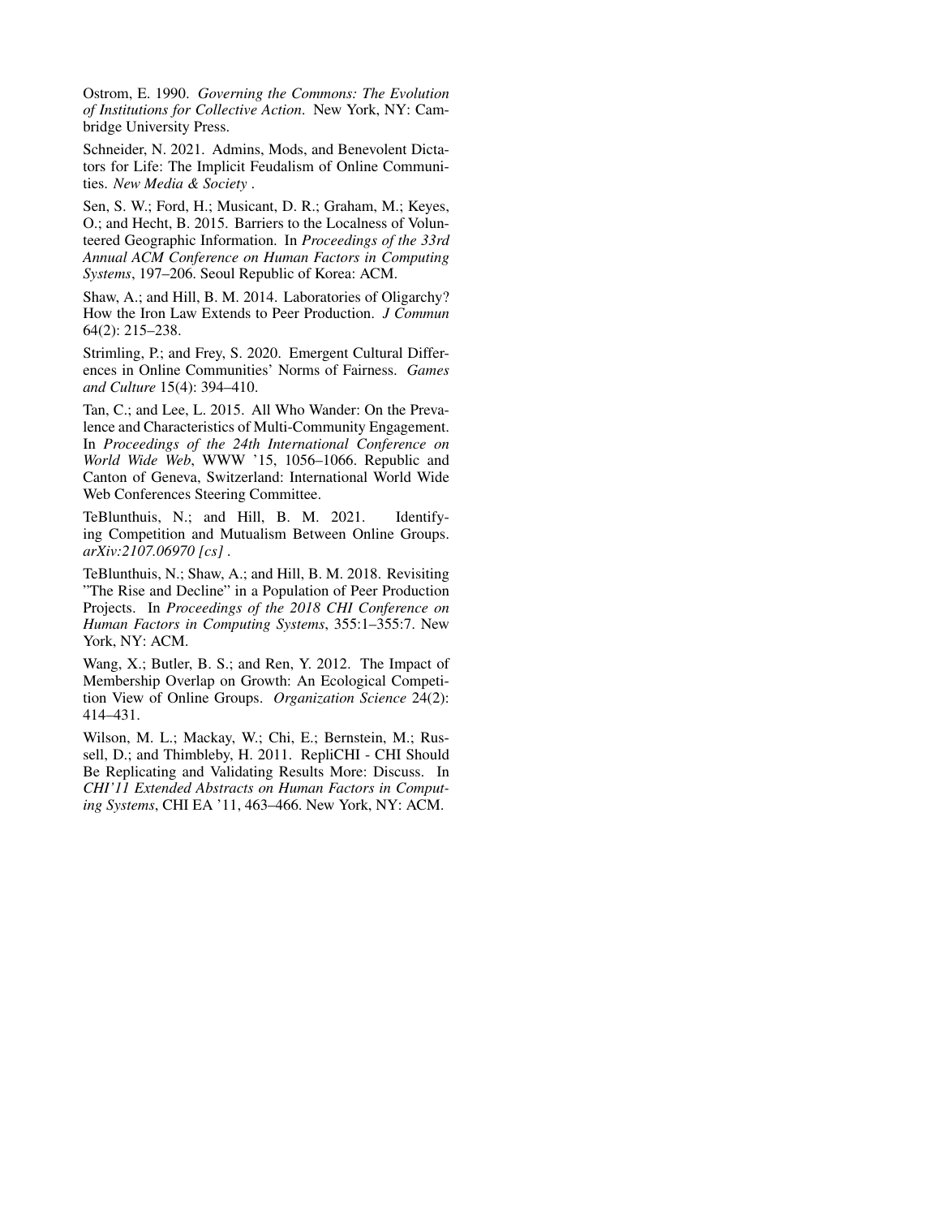Ostrom, E. 1990. *Governing the Commons: The Evolution of Institutions for Collective Action*. New York, NY: Cambridge University Press.

Schneider, N. 2021. Admins, Mods, and Benevolent Dictators for Life: The Implicit Feudalism of Online Communities. *New Media & Society* .

Sen, S. W.; Ford, H.; Musicant, D. R.; Graham, M.; Keyes, O.; and Hecht, B. 2015. Barriers to the Localness of Volunteered Geographic Information. In *Proceedings of the 33rd Annual ACM Conference on Human Factors in Computing Systems*, 197–206. Seoul Republic of Korea: ACM.

Shaw, A.; and Hill, B. M. 2014. Laboratories of Oligarchy? How the Iron Law Extends to Peer Production. *J Commun* 64(2): 215–238.

Strimling, P.; and Frey, S. 2020. Emergent Cultural Differences in Online Communities' Norms of Fairness. *Games and Culture* 15(4): 394–410.

Tan, C.; and Lee, L. 2015. All Who Wander: On the Prevalence and Characteristics of Multi-Community Engagement. In *Proceedings of the 24th International Conference on World Wide Web*, WWW '15, 1056–1066. Republic and Canton of Geneva, Switzerland: International World Wide Web Conferences Steering Committee.

TeBlunthuis, N.; and Hill, B. M. 2021. Identifying Competition and Mutualism Between Online Groups. *arXiv:2107.06970 [cs]* .

TeBlunthuis, N.; Shaw, A.; and Hill, B. M. 2018. Revisiting "The Rise and Decline" in a Population of Peer Production Projects. In *Proceedings of the 2018 CHI Conference on Human Factors in Computing Systems*, 355:1–355:7. New York, NY: ACM.

Wang, X.; Butler, B. S.; and Ren, Y. 2012. The Impact of Membership Overlap on Growth: An Ecological Competition View of Online Groups. *Organization Science* 24(2): 414–431.

Wilson, M. L.; Mackay, W.; Chi, E.; Bernstein, M.; Russell, D.; and Thimbleby, H. 2011. RepliCHI - CHI Should Be Replicating and Validating Results More: Discuss. In *CHI'11 Extended Abstracts on Human Factors in Computing Systems*, CHI EA '11, 463–466. New York, NY: ACM.